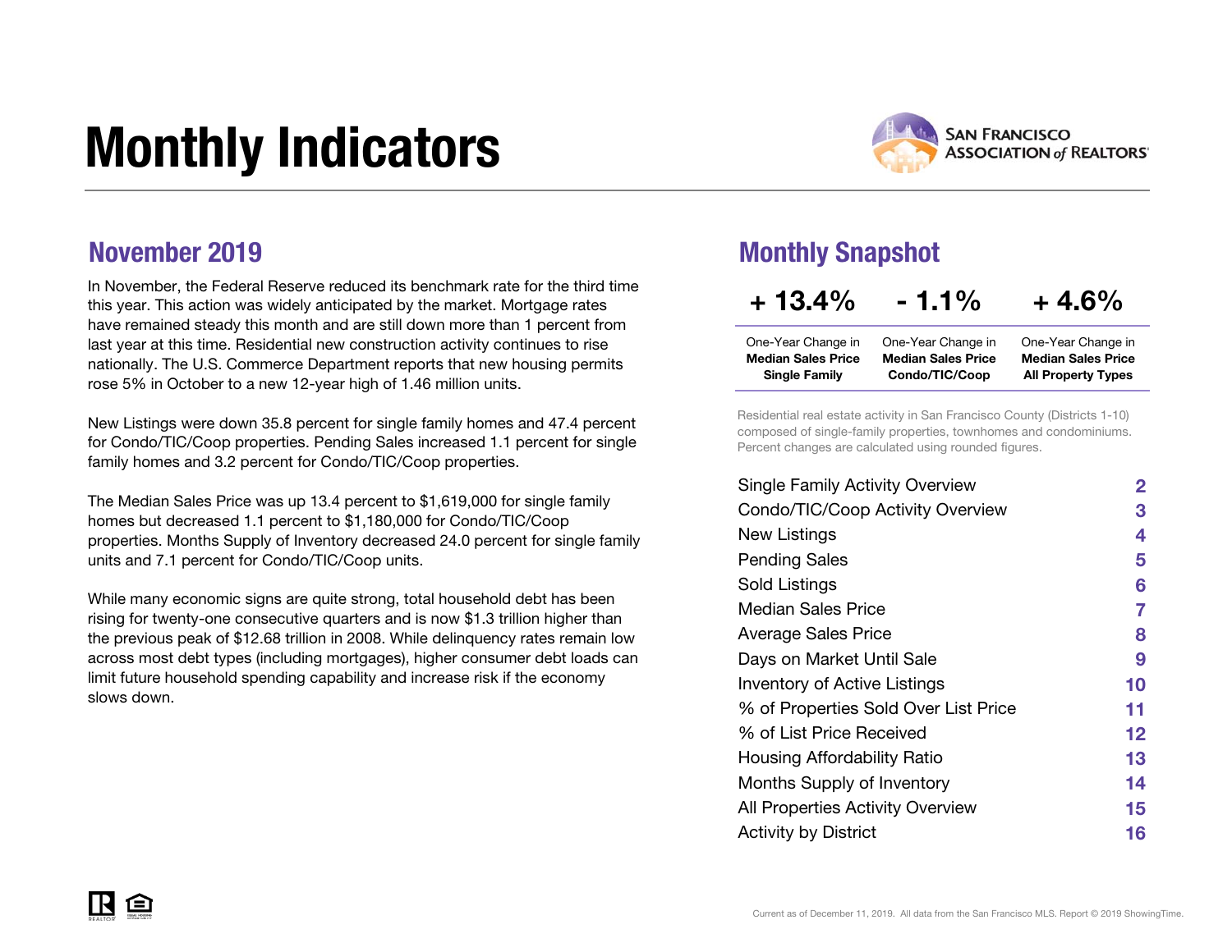# Monthly Indicators

SAN FRANCISCO ASSOCIATION of REALTORS®

## November 2019

In November, the Federal Reserve reduced its benchmark rate for the third time this year. This action was widely anticipated by the market. Mortgage rates have remained steady this month and are still down more than 1 percent from last year at this time. Residential new construction activity continues to rise nationally. The U.S. Commerce Department reports that new housing permits rose 5% in October to a new 12-year high of 1.46 million units.

New Listings were down 35.8 percent for single family homes and 47.4 percent for Condo/TIC/Coop properties. Pending Sales increased 1.1 percent for single family homes and 3.2 percent for Condo/TIC/Coop properties.

The Median Sales Price was up 13.4 percent to $1,619,000 for single family homes but decreased 1.1 percent to $1,180,000 for Condo/TIC/Coop properties. Months Supply of Inventory decreased 24.0 percent for single family units and 7.1 percent for Condo/TIC/Coop units.

While many economic signs are quite strong, total household debt has been rising for twenty-one consecutive quarters and is now $1.3 trillion higher than the previous peak of $12.68 trillion in 2008. While delinquency rates remain low across most debt types (including mortgages), higher consumer debt loads can limit future household spending capability and increase risk if the economy slows down.

## Monthly Snapshot

| + 13.4% | - 1.1% | + 4.6% |
|---|---|---|
| One-Year Change in **Median Sales Price Single Family** | One-Year Change in **Median Sales Price Condo/TIC/Coop** | One-Year Change in **Median Sales Price All Property Types** |

Residential real estate activity in San Francisco County (Districts 1-10) composed of single-family properties, townhomes and condominiums. Percent changes are calculated using rounded figures.

| | |
|---|---|
| Single Family Activity Overview | 2 |
| Condo/TIC/Coop Activity Overview | 3 |
| New Listings | 4 |
| Pending Sales | 5 |
| Sold Listings | 6 |
| Median Sales Price | 7 |
| Average Sales Price | 8 |
| Days on Market Until Sale | 9 |
| Inventory of Active Listings | 10 |
| % of Properties Sold Over List Price | 11 |
| % of List Price Received | 12 |
| Housing Affordability Ratio | 13 |
| Months Supply of Inventory | 14 |
| All Properties Activity Overview | 15 |
| Activity by District | 16 |

Current as of December 11, 2019. All data from the San Francisco MLS. Report © 2019 ShowingTime.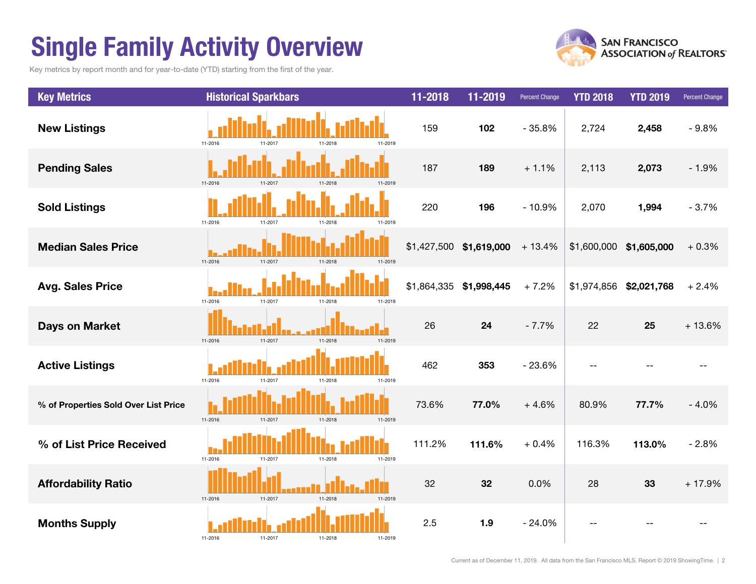# Single Family Activity Overview

Key metrics by report month and for year-to-date (YTD) starting from the first of the year.

| Key Metrics | Historical Sparkbars | 11-2018 | 11-2019 | Percent Change | YTD 2018 | YTD 2019 | Percent Change |
|---|---|---|---|---|---|---|---|
| New Listings | 11-2016 11-2017 11-2018 11-2019 | 159 | **102** | - 35.8% | 2,724 | **2,458** | - 9.8% |
| Pending Sales | 11-2016 11-2017 11-2018 11-2019 | 187 | **189** | + 1.1% | 2,113 | **2,073** | - 1.9% |
| Sold Listings | 11-2016 11-2017 11-2018 11-2019 | 220 | **196** | - 10.9% | 2,070 | **1,994** | - 3.7% |
| Median Sales Price | 11-2016 11-2017 11-2018 11-2019 | $1,427,500 | **$1,619,000** | + 13.4% | $1,600,000 | **$1,605,000** | + 0.3% |
| Avg. Sales Price | 11-2016 11-2017 11-2018 11-2019 | $1,864,335 | **$1,998,445** | + 7.2% | $1,974,856 | **$2,021,768** | + 2.4% |
| Days on Market | 11-2016 11-2017 11-2018 11-2019 | 26 | **24** | - 7.7% | 22 | **25** | + 13.6% |
| Active Listings | 11-2016 11-2017 11-2018 11-2019 | 462 | **353** | - 23.6% | -- | -- | -- |
| % of Properties Sold Over List Price | 11-2016 11-2017 11-2018 11-2019 | 73.6% | **77.0%** | + 4.6% | 80.9% | **77.7%** | - 4.0% |
| % of List Price Received | 11-2016 11-2017 11-2018 11-2019 | 111.2% | **111.6%** | + 0.4% | 116.3% | **113.0%** | - 2.8% |
| Affordability Ratio | 11-2016 11-2017 11-2018 11-2019 | 32 | **32** | 0.0% | 28 | **33** | + 17.9% |
| Months Supply | 11-2016 11-2017 11-2018 11-2019 | 2.5 | **1.9** | - 24.0% | -- | -- | -- |

Current as of December 11, 2019. All data from the San Francisco MLS. Report © 2019 ShowingTime.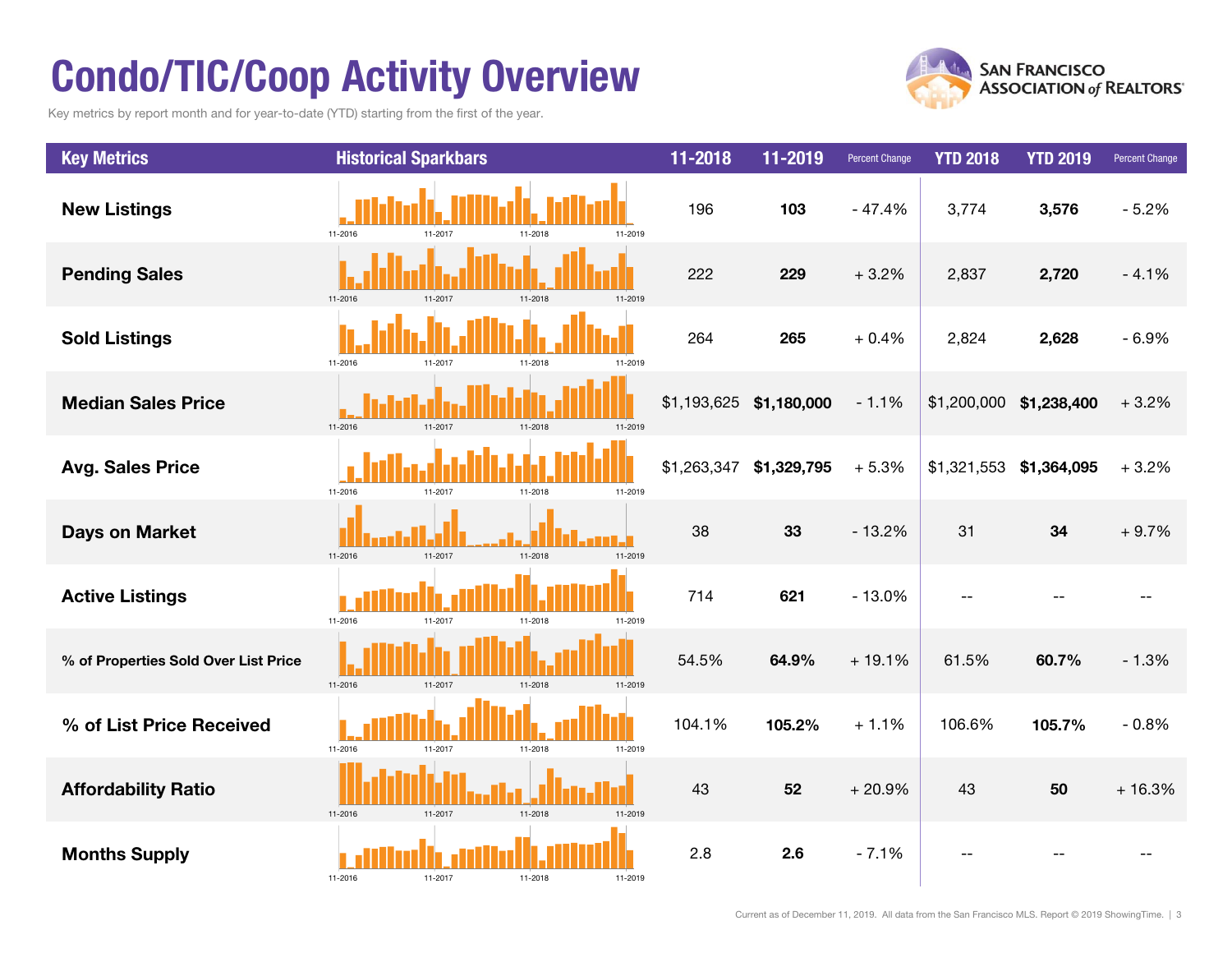# Condo/TIC/Coop Activity Overview

Key metrics by report month and for year-to-date (YTD) starting from the first of the year.

| Key Metrics | Historical Sparkbars | 11-2018 | 11-2019 | Percent Change | YTD 2018 | YTD 2019 | Percent Change |
|---|---|---|---|---|---|---|---|
| New Listings | 11-2016 11-2017 11-2018 11-2019 | 196 | **103** | - 47.4% | 3,774 | **3,576** | - 5.2% |
| Pending Sales | 11-2016 11-2017 11-2018 11-2019 | 222 | **229** | + 3.2% | 2,837 | **2,720** | - 4.1% |
| Sold Listings | 11-2016 11-2017 11-2018 11-2019 | 264 | **265** | + 0.4% | 2,824 | **2,628** | - 6.9% |
| Median Sales Price | 11-2016 11-2017 11-2018 11-2019 | $1,193,625 | **$1,180,000** | - 1.1% | $1,200,000 | **$1,238,400** | + 3.2% |
| Avg. Sales Price | 11-2016 11-2017 11-2018 11-2019 | $1,263,347 | **$1,329,795** | + 5.3% | $1,321,553 | **$1,364,095** | + 3.2% |
| Days on Market | 11-2016 11-2017 11-2018 11-2019 | 38 | **33** | - 13.2% | 31 | **34** | + 9.7% |
| Active Listings | 11-2016 11-2017 11-2018 11-2019 | 714 | **621** | - 13.0% | -- | -- | -- |
| % of Properties Sold Over List Price | 11-2016 11-2017 11-2018 11-2019 | 54.5% | **64.9%** | + 19.1% | 61.5% | **60.7%** | - 1.3% |
| % of List Price Received | 11-2016 11-2017 11-2018 11-2019 | 104.1% | **105.2%** | + 1.1% | 106.6% | **105.7%** | - 0.8% |
| Affordability Ratio | 11-2016 11-2017 11-2018 11-2019 | 43 | **52** | + 20.9% | 43 | **50** | + 16.3% |
| Months Supply | 11-2016 11-2017 11-2018 11-2019 | 2.8 | **2.6** | - 7.1% | -- | -- | -- |

Current as of December 11, 2019. All data from the San Francisco MLS. Report © 2019 ShowingTime.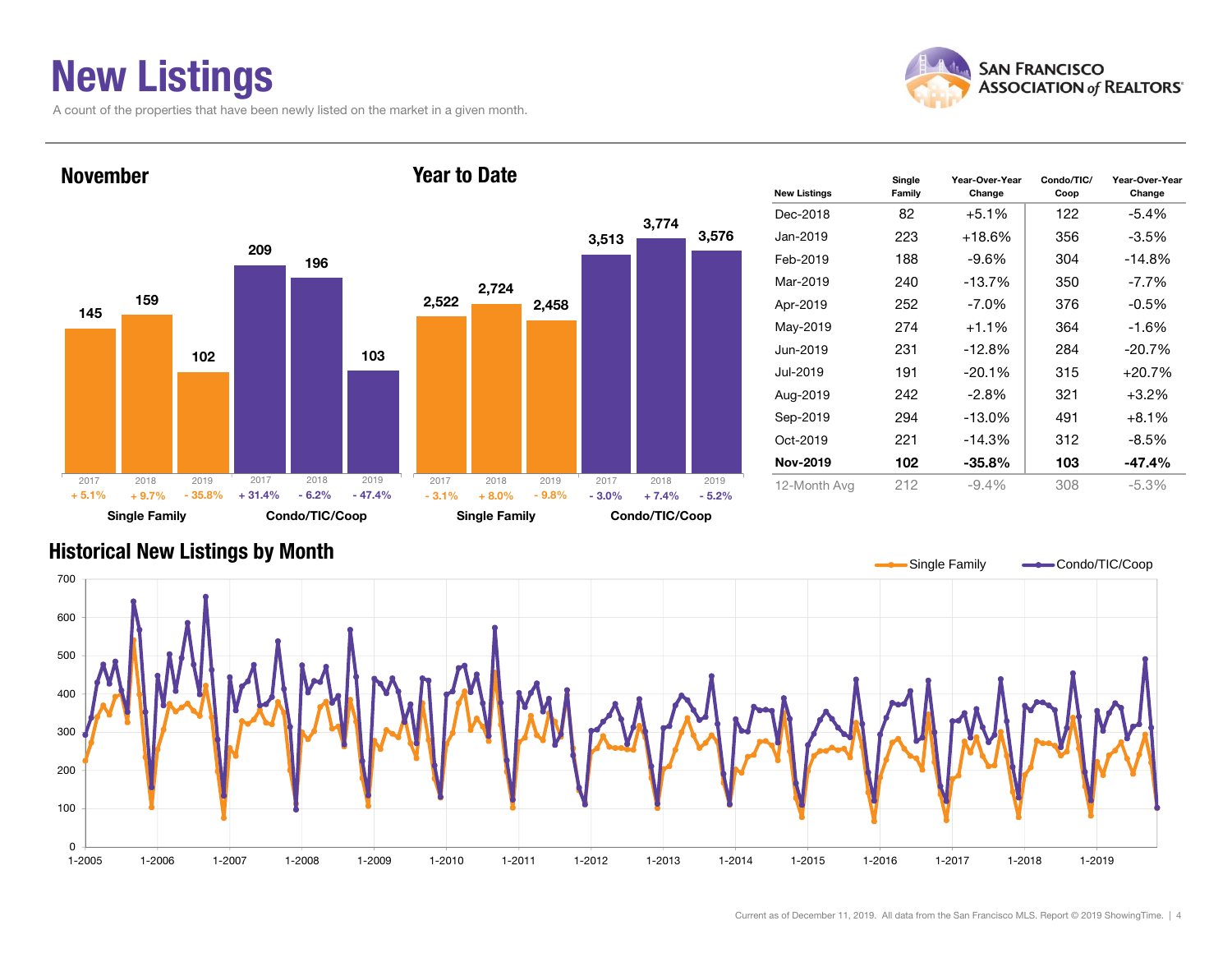# New Listings

A count of the properties that have been newly listed on the market in a given month.

SAN FRANCISCO ASSOCIATION of REALTORS®

## November

145
159
102
209
196
103

2017 2018 2019 2017 2018 2019

+ 5.1% + 9.7% - 35.8% + 31.4% - 6.2% - 47.4%

Single Family
Condo/TIC/Coop

## Year to Date

2,522
2,724
2,458
3,513
3,774
3,576

2017 2018 2019 2017 2018 2019

- 3.1% + 8.0% - 9.8% - 3.0% + 7.4% - 5.2%

Single Family
Condo/TIC/Coop

| New Listings | Single Family | Year-Over-Year Change | Condo/TIC/ Coop | Year-Over-Year Change |
|---|---|---|---|---|
| Dec-2018 | 82 | +5.1% | 122 | -5.4% |
| Jan-2019 | 223 | +18.6% | 356 | -3.5% |
| Feb-2019 | 188 | -9.6% | 304 | -14.8% |
| Mar-2019 | 240 | -13.7% | 350 | -7.7% |
| Apr-2019 | 252 | -7.0% | 376 | -0.5% |
| May-2019 | 274 | +1.1% | 364 | -1.6% |
| Jun-2019 | 231 | -12.8% | 284 | -20.7% |
| Jul-2019 | 191 | -20.1% | 315 | +20.7% |
| Aug-2019 | 242 | -2.8% | 321 | +3.2% |
| Sep-2019 | 294 | -13.0% | 491 | +8.1% |
| Oct-2019 | 221 | -14.3% | 312 | -8.5% |
| **Nov-2019** | **102** | **-35.8%** | **103** | **-47.4%** |
| 12-Month Avg | 212 | -9.4% | 308 | -5.3% |

## Historical New Listings by Month

Single Family
Condo/TIC/Coop

0
100
200
300
400
500
600
700

1-2005 1-2006 1-2007 1-2008 1-2009 1-2010 1-2011 1-2012 1-2013 1-2014 1-2015 1-2016 1-2017 1-2018 1-2019

Current as of December 11, 2019. All data from the San Francisco MLS. Report © 2019 ShowingTime.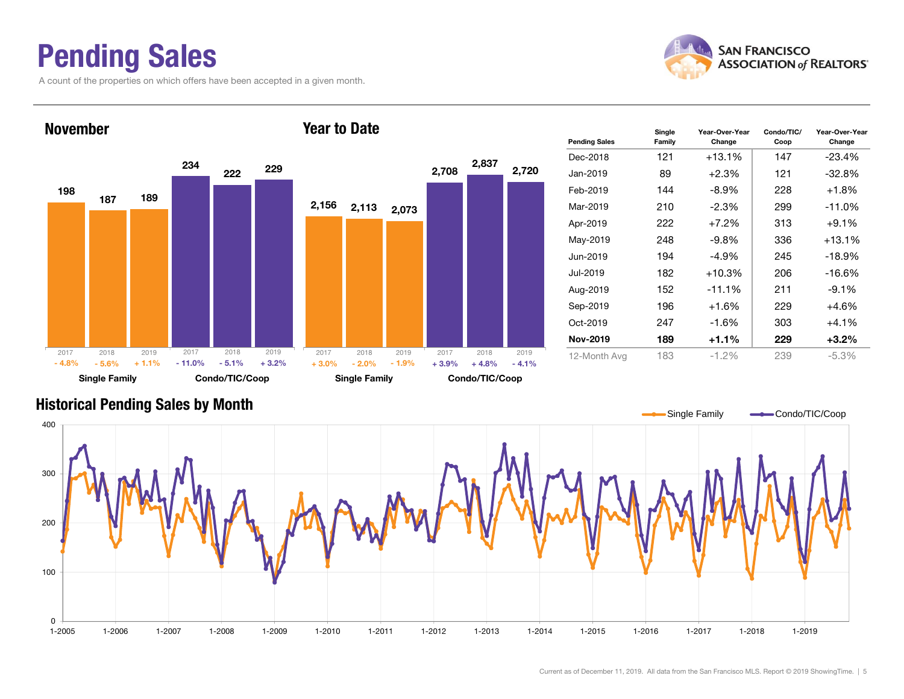# Pending Sales

A count of the properties on which offers have been accepted in a given month.

SAN FRANCISCO ASSOCIATION of REALTORS®

## November

198
187
189
234
222
229

2017 2018 2019 2017 2018 2019

- 4.8% - 5.6% + 1.1% - 11.0% - 5.1% + 3.2%

Single Family
Condo/TIC/Coop

## Year to Date

2,156
2,113
2,073
2,708
2,837
2,720

2017 2018 2019 2017 2018 2019

+ 3.0% - 2.0% - 1.9% + 3.9% + 4.8% - 4.1%

Single Family
Condo/TIC/Coop

| Pending Sales | Single Family | Year-Over-Year Change | Condo/TIC/Coop | Year-Over-Year Change |
|---|---|---|---|---|
| Dec-2018 | 121 | +13.1% | 147 | -23.4% |
| Jan-2019 | 89 | +2.3% | 121 | -32.8% |
| Feb-2019 | 144 | -8.9% | 228 | +1.8% |
| Mar-2019 | 210 | -2.3% | 299 | -11.0% |
| Apr-2019 | 222 | +7.2% | 313 | +9.1% |
| May-2019 | 248 | -9.8% | 336 | +13.1% |
| Jun-2019 | 194 | -4.9% | 245 | -18.9% |
| Jul-2019 | 182 | +10.3% | 206 | -16.6% |
| Aug-2019 | 152 | -11.1% | 211 | -9.1% |
| Sep-2019 | 196 | +1.6% | 229 | +4.6% |
| Oct-2019 | 247 | -1.6% | 303 | +4.1% |
| **Nov-2019** | **189** | **+1.1%** | **229** | **+3.2%** |
| 12-Month Avg | 183 | -1.2% | 239 | -5.3% |

## Historical Pending Sales by Month

Single Family
Condo/TIC/Coop

400
300
200
100
0

1-2005 1-2006 1-2007 1-2008 1-2009 1-2010 1-2011 1-2012 1-2013 1-2014 1-2015 1-2016 1-2017 1-2018 1-2019

Current as of December 11, 2019. All data from the San Francisco MLS. Report © 2019 ShowingTime.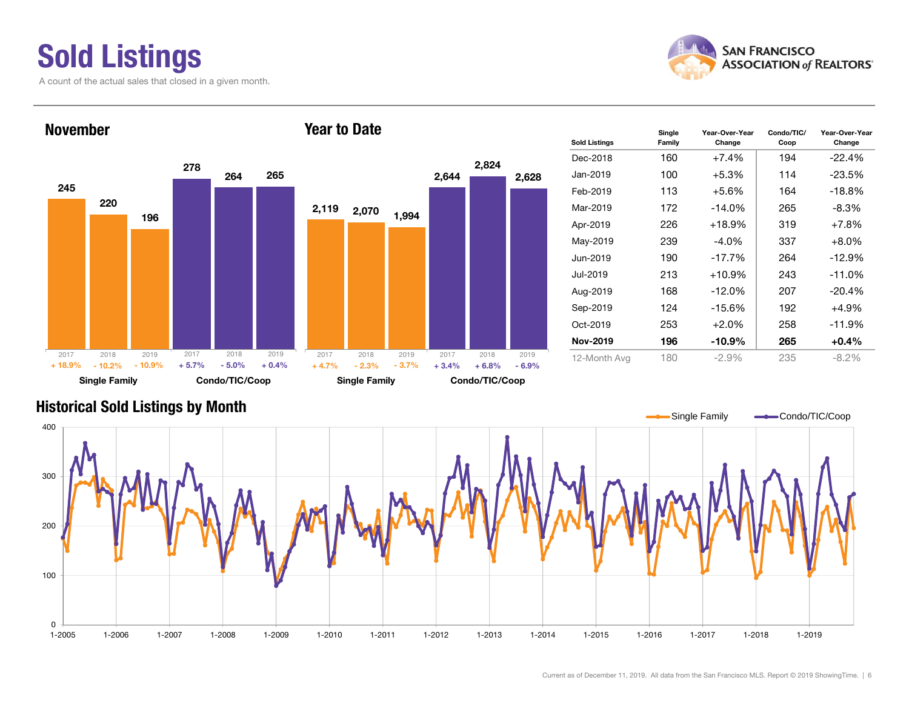# Sold Listings

A count of the actual sales that closed in a given month.

SAN FRANCISCO ASSOCIATION of REALTORS®

## November

245
220
196
278
264
265

2017 2018 2019 2017 2018 2019

+ 18.9% - 10.2% - 10.9% + 5.7% - 5.0% + 0.4%

Single Family Condo/TIC/Coop

## Year to Date

2,119
2,070
1,994
2,644
2,824
2,628

2017 2018 2019 2017 2018 2019

+ 4.7% - 2.3% - 3.7% + 3.4% + 6.8% - 6.9%

Single Family Condo/TIC/Coop

| Sold Listings | Single Family | Year-Over-Year Change | Condo/TIC/ Coop | Year-Over-Year Change |
|---|---|---|---|---|
| Dec-2018 | 160 | +7.4% | 194 | -22.4% |
| Jan-2019 | 100 | +5.3% | 114 | -23.5% |
| Feb-2019 | 113 | +5.6% | 164 | -18.8% |
| Mar-2019 | 172 | -14.0% | 265 | -8.3% |
| Apr-2019 | 226 | +18.9% | 319 | +7.8% |
| May-2019 | 239 | -4.0% | 337 | +8.0% |
| Jun-2019 | 190 | -17.7% | 264 | -12.9% |
| Jul-2019 | 213 | +10.9% | 243 | -11.0% |
| Aug-2019 | 168 | -12.0% | 207 | -20.4% |
| Sep-2019 | 124 | -15.6% | 192 | +4.9% |
| Oct-2019 | 253 | +2.0% | 258 | -11.9% |
| **Nov-2019** | **196** | **-10.9%** | **265** | **+0.4%** |
| 12-Month Avg | 180 | -2.9% | 235 | -8.2% |

## Historical Sold Listings by Month

Single Family — Condo/TIC/Coop

400
300
200
100
0

1-2005 1-2006 1-2007 1-2008 1-2009 1-2010 1-2011 1-2012 1-2013 1-2014 1-2015 1-2016 1-2017 1-2018 1-2019

Current as of December 11, 2019. All data from the San Francisco MLS. Report © 2019 ShowingTime.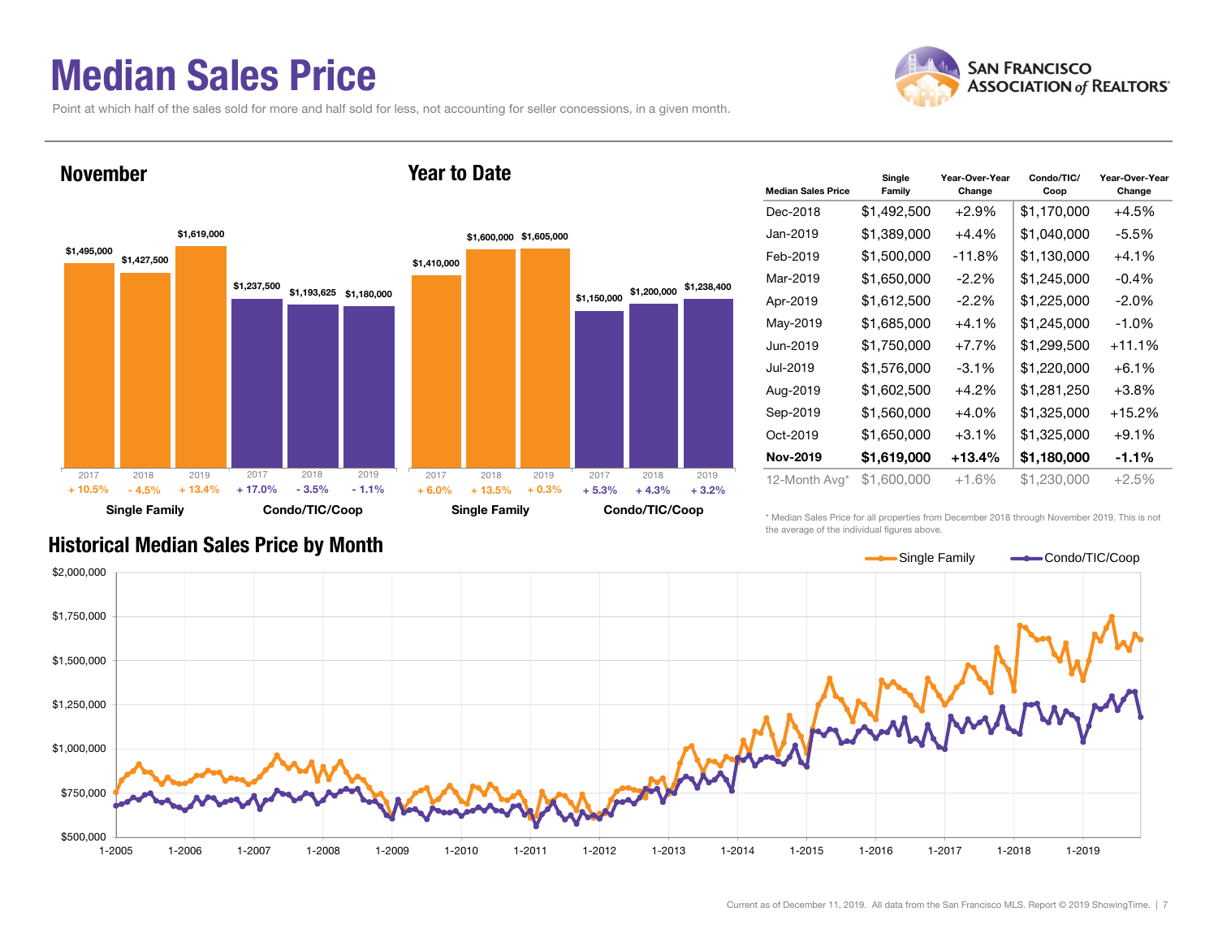# Median Sales Price

Point at which half of the sales sold for more and half sold for less, not accounting for seller concessions, in a given month.

## November

| | 2017 | 2018 | 2019 |
|---|---|---|---|
| Single Family | $1,495,000 | $1,427,500 | $1,619,000 |
| Change | + 10.5% | - 4.5% | + 13.4% |
| Condo/TIC/Coop | $1,237,500 | $1,193,625 | $1,180,000 |
| Change | + 17.0% | - 3.5% | - 1.1% |

## Year to Date

| | 2017 | 2018 | 2019 |
|---|---|---|---|
| Single Family | $1,410,000 | $1,600,000 | $1,605,000 |
| Change | + 6.0% | + 13.5% | + 0.3% |
| Condo/TIC/Coop | $1,150,000 | $1,200,000 | $1,238,400 |
| Change | + 5.3% | + 4.3% | + 3.2% |

| Median Sales Price | Single Family | Year-Over-Year Change | Condo/TIC/ Coop | Year-Over-Year Change |
|---|---|---|---|---|
| Dec-2018 | $1,492,500 | +2.9% | $1,170,000 | +4.5% |
| Jan-2019 | $1,389,000 | +4.4% | $1,040,000 | -5.5% |
| Feb-2019 | $1,500,000 | -11.8% | $1,130,000 | +4.1% |
| Mar-2019 | $1,650,000 | -2.2% | $1,245,000 | -0.4% |
| Apr-2019 | $1,612,500 | -2.2% | $1,225,000 | -2.0% |
| May-2019 | $1,685,000 | +4.1% | $1,245,000 | -1.0% |
| Jun-2019 | $1,750,000 | +7.7% | $1,299,500 | +11.1% |
| Jul-2019 | $1,576,000 | -3.1% | $1,220,000 | +6.1% |
| Aug-2019 | $1,602,500 | +4.2% | $1,281,250 | +3.8% |
| Sep-2019 | $1,560,000 | +4.0% | $1,325,000 | +15.2% |
| Oct-2019 | $1,650,000 | +3.1% | $1,325,000 | +9.1% |
| **Nov-2019** | **$1,619,000** | **+13.4%** | **$1,180,000** | **-1.1%** |
| 12-Month Avg* | $1,600,000 | +1.6% | $1,230,000 | +2.5% |

\* Median Sales Price for all properties from December 2018 through November 2019. This is not the average of the individual figures above.

## Historical Median Sales Price by Month

Single Family — Condo/TIC/Coop

Current as of December 11, 2019. All data from the San Francisco MLS. Report © 2019 ShowingTime.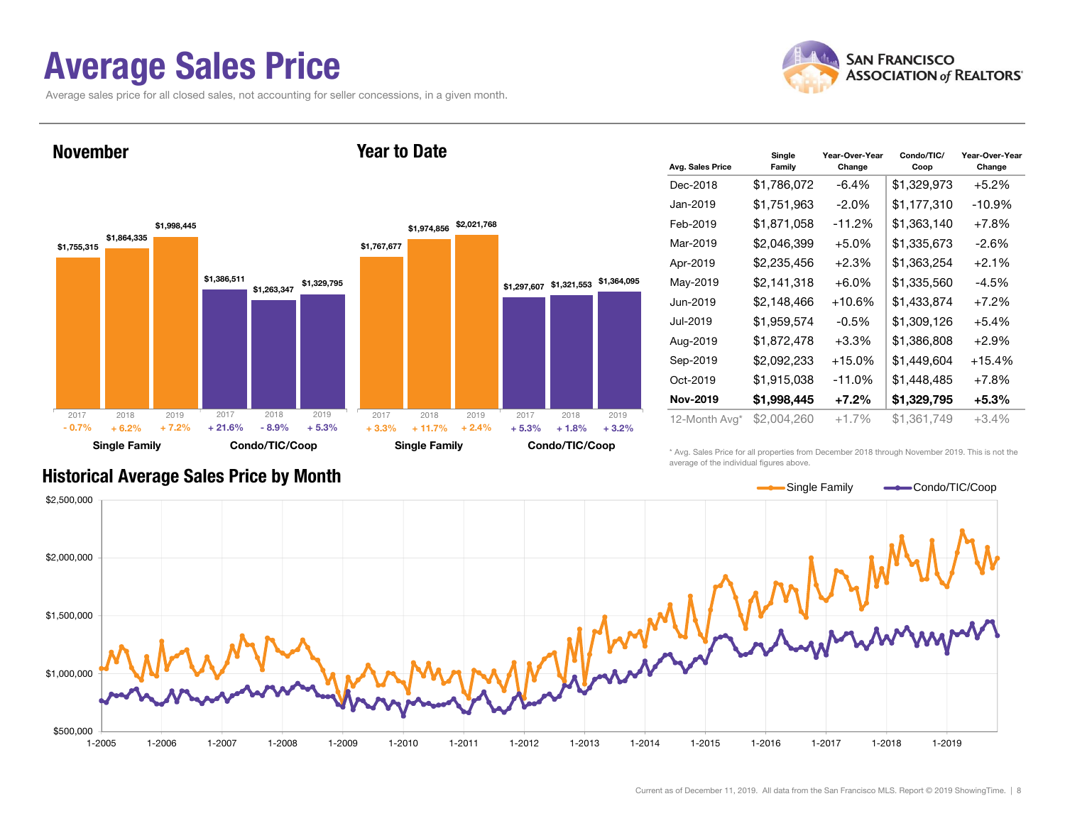# Average Sales Price

Average sales price for all closed sales, not accounting for seller concessions, in a given month.

SAN FRANCISCO ASSOCIATION of REALTORS®

## November

$1,755,315
$1,864,335
$1,998,445
$1,386,511
$1,263,347
$1,329,795

2017 2018 2019 2017 2018 2019

- 0.7% + 6.2% + 7.2% + 21.6% - 8.9% + 5.3%

Single Family
Condo/TIC/Coop

## Year to Date

$1,767,677
$1,974,856
$2,021,768
$1,297,607
$1,321,553
$1,364,095

2017 2018 2019 2017 2018 2019

+ 3.3% + 11.7% + 2.4% + 5.3% + 1.8% + 3.2%

Single Family
Condo/TIC/Coop

| Avg. Sales Price | Single Family | Year-Over-Year Change | Condo/TIC/ Coop | Year-Over-Year Change |
|---|---|---|---|---|
| Dec-2018 | $1,786,072 | -6.4% | $1,329,973 | +5.2% |
| Jan-2019 | $1,751,963 | -2.0% | $1,177,310 | -10.9% |
| Feb-2019 | $1,871,058 | -11.2% | $1,363,140 | +7.8% |
| Mar-2019 | $2,046,399 | +5.0% | $1,335,673 | -2.6% |
| Apr-2019 | $2,235,456 | +2.3% | $1,363,254 | +2.1% |
| May-2019 | $2,141,318 | +6.0% | $1,335,560 | -4.5% |
| Jun-2019 | $2,148,466 | +10.6% | $1,433,874 | +7.2% |
| Jul-2019 | $1,959,574 | -0.5% | $1,309,126 | +5.4% |
| Aug-2019 | $1,872,478 | +3.3% | $1,386,808 | +2.9% |
| Sep-2019 | $2,092,233 | +15.0% | $1,449,604 | +15.4% |
| Oct-2019 | $1,915,038 | -11.0% | $1,448,485 | +7.8% |
| **Nov-2019** | **$1,998,445** | **+7.2%** | **$1,329,795** | **+5.3%** |
| 12-Month Avg* | $2,004,260 | +1.7% | $1,361,749 | +3.4% |

\* Avg. Sales Price for all properties from December 2018 through November 2019. This is not the average of the individual figures above.

## Historical Average Sales Price by Month

Single Family
Condo/TIC/Coop

$2,500,000
$2,000,000
$1,500,000
$1,000,000
$500,000

1-2005 1-2006 1-2007 1-2008 1-2009 1-2010 1-2011 1-2012 1-2013 1-2014 1-2015 1-2016 1-2017 1-2018 1-2019

Current as of December 11, 2019. All data from the San Francisco MLS. Report © 2019 ShowingTime.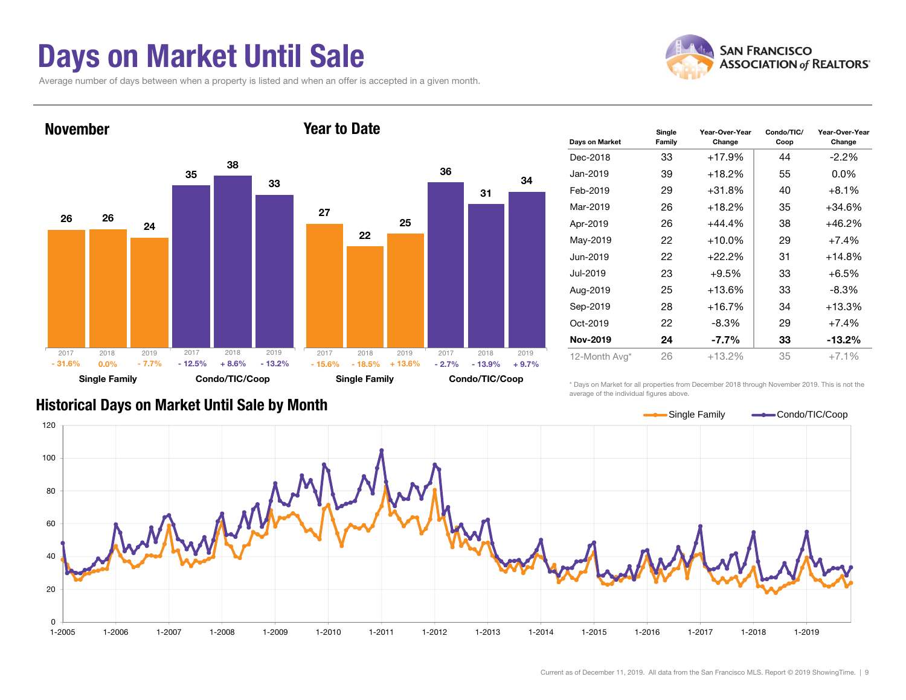# Days on Market Until Sale

Average number of days between when a property is listed and when an offer is accepted in a given month.

## November

26 26 24 35 38 33

2017 2018 2019 2017 2018 2019

- 31.6% 0.0% - 7.7% - 12.5% + 8.6% - 13.2%

Single Family Condo/TIC/Coop

## Year to Date

27 22 25 36 31 34

2017 2018 2019 2017 2018 2019

- 15.6% - 18.5% + 13.6% - 2.7% - 13.9% + 9.7%

Single Family Condo/TIC/Coop

| Days on Market | Single Family | Year-Over-Year Change | Condo/TIC/ Coop | Year-Over-Year Change |
|---|---|---|---|---|
| Dec-2018 | 33 | +17.9% | 44 | -2.2% |
| Jan-2019 | 39 | +18.2% | 55 | 0.0% |
| Feb-2019 | 29 | +31.8% | 40 | +8.1% |
| Mar-2019 | 26 | +18.2% | 35 | +34.6% |
| Apr-2019 | 26 | +44.4% | 38 | +46.2% |
| May-2019 | 22 | +10.0% | 29 | +7.4% |
| Jun-2019 | 22 | +22.2% | 31 | +14.8% |
| Jul-2019 | 23 | +9.5% | 33 | +6.5% |
| Aug-2019 | 25 | +13.6% | 33 | -8.3% |
| Sep-2019 | 28 | +16.7% | 34 | +13.3% |
| Oct-2019 | 22 | -8.3% | 29 | +7.4% |
| **Nov-2019** | **24** | **-7.7%** | **33** | **-13.2%** |
| 12-Month Avg* | 26 | +13.2% | 35 | +7.1% |

* Days on Market for all properties from December 2018 through November 2019. This is not the average of the individual figures above.

## Historical Days on Market Until Sale by Month

Single Family Condo/TIC/Coop

120
100
80
60
40
20
0

1-2005 1-2006 1-2007 1-2008 1-2009 1-2010 1-2011 1-2012 1-2013 1-2014 1-2015 1-2016 1-2017 1-2018 1-2019

Current as of December 11, 2019. All data from the San Francisco MLS. Report © 2019 ShowingTime.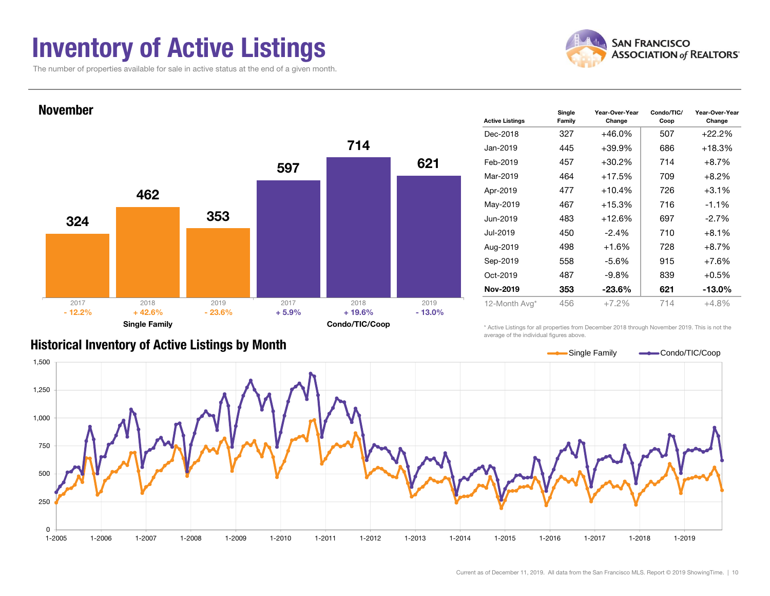# Inventory of Active Listings

The number of properties available for sale in active status at the end of a given month.

SAN FRANCISCO ASSOCIATION of REALTORS®

## November

324
462
353
597
714
621

2017
- 12.2%
2018
+ 42.6%
2019
- 23.6%
Single Family

2017
+ 5.9%
2018
+ 19.6%
2019
- 13.0%
Condo/TIC/Coop

| Active Listings | Single Family | Year-Over-Year Change | Condo/TIC/ Coop | Year-Over-Year Change |
|---|---|---|---|---|
| Dec-2018 | 327 | +46.0% | 507 | +22.2% |
| Jan-2019 | 445 | +39.9% | 686 | +18.3% |
| Feb-2019 | 457 | +30.2% | 714 | +8.7% |
| Mar-2019 | 464 | +17.5% | 709 | +8.2% |
| Apr-2019 | 477 | +10.4% | 726 | +3.1% |
| May-2019 | 467 | +15.3% | 716 | -1.1% |
| Jun-2019 | 483 | +12.6% | 697 | -2.7% |
| Jul-2019 | 450 | -2.4% | 710 | +8.1% |
| Aug-2019 | 498 | +1.6% | 728 | +8.7% |
| Sep-2019 | 558 | -5.6% | 915 | +7.6% |
| Oct-2019 | 487 | -9.8% | 839 | +0.5% |
| **Nov-2019** | **353** | **-23.6%** | **621** | **-13.0%** |
| 12-Month Avg* | 456 | +7.2% | 714 | +4.8% |

\* Active Listings for all properties from December 2018 through November 2019. This is not the average of the individual figures above.

## Historical Inventory of Active Listings by Month

Single Family
Condo/TIC/Coop

1,500
1,250
1,000
750
500
250
0

1-2005 1-2006 1-2007 1-2008 1-2009 1-2010 1-2011 1-2012 1-2013 1-2014 1-2015 1-2016 1-2017 1-2018 1-2019

Current as of December 11, 2019. All data from the San Francisco MLS. Report © 2019 ShowingTime.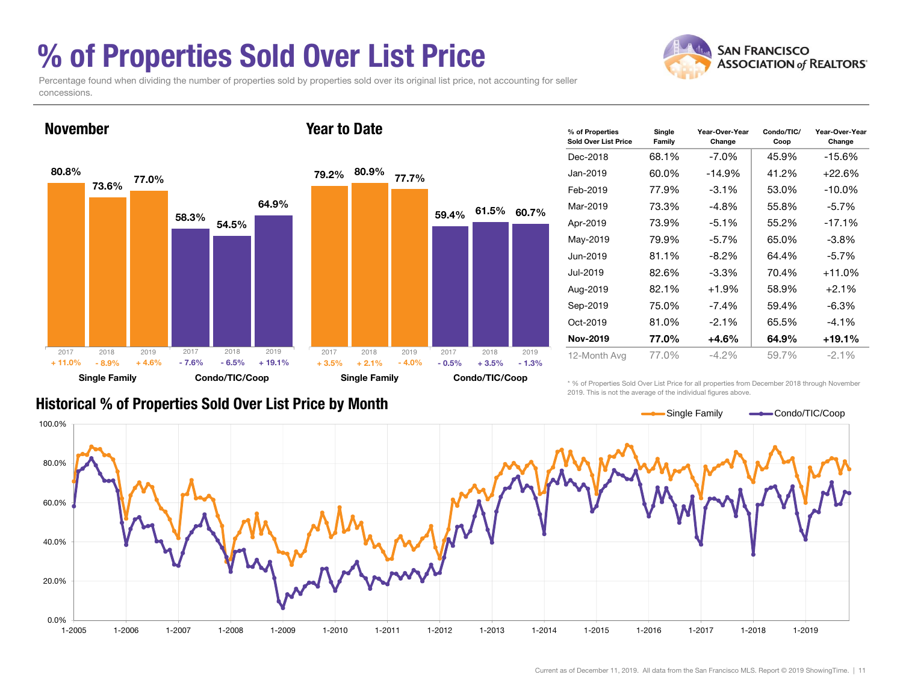# % of Properties Sold Over List Price

Percentage found when dividing the number of properties sold by properties sold over its original list price, not accounting for seller concessions.

SAN FRANCISCO ASSOCIATION of REALTORS®

## November

80.8%
73.6%
77.0%
58.3%
54.5%
64.9%

2017 2018 2019 2017 2018 2019

+ 11.0% - 8.9% + 4.6% - 7.6% - 6.5% + 19.1%

Single Family Condo/TIC/Coop

## Year to Date

79.2%
80.9%
77.7%
59.4%
61.5%
60.7%

2017 2018 2019 2017 2018 2019

+ 3.5% + 2.1% - 4.0% - 0.5% + 3.5% - 1.3%

Single Family Condo/TIC/Coop

| % of Properties Sold Over List Price | Single Family | Year-Over-Year Change | Condo/TIC/ Coop | Year-Over-Year Change |
|---|---|---|---|---|
| Dec-2018 | 68.1% | -7.0% | 45.9% | -15.6% |
| Jan-2019 | 60.0% | -14.9% | 41.2% | +22.6% |
| Feb-2019 | 77.9% | -3.1% | 53.0% | -10.0% |
| Mar-2019 | 73.3% | -4.8% | 55.8% | -5.7% |
| Apr-2019 | 73.9% | -5.1% | 55.2% | -17.1% |
| May-2019 | 79.9% | -5.7% | 65.0% | -3.8% |
| Jun-2019 | 81.1% | -8.2% | 64.4% | -5.7% |
| Jul-2019 | 82.6% | -3.3% | 70.4% | +11.0% |
| Aug-2019 | 82.1% | +1.9% | 58.9% | +2.1% |
| Sep-2019 | 75.0% | -7.4% | 59.4% | -6.3% |
| Oct-2019 | 81.0% | -2.1% | 65.5% | -4.1% |
| **Nov-2019** | **77.0%** | **+4.6%** | **64.9%** | **+19.1%** |
| 12-Month Avg | 77.0% | -4.2% | 59.7% | -2.1% |

\* % of Properties Sold Over List Price for all properties from December 2018 through November 2019. This is not the average of the individual figures above.

## Historical % of Properties Sold Over List Price by Month

Single Family Condo/TIC/Coop

100.0%
80.0%
60.0%
40.0%
20.0%
0.0%

1-2005 1-2006 1-2007 1-2008 1-2009 1-2010 1-2011 1-2012 1-2013 1-2014 1-2015 1-2016 1-2017 1-2018 1-2019

Current as of December 11, 2019. All data from the San Francisco MLS. Report © 2019 ShowingTime.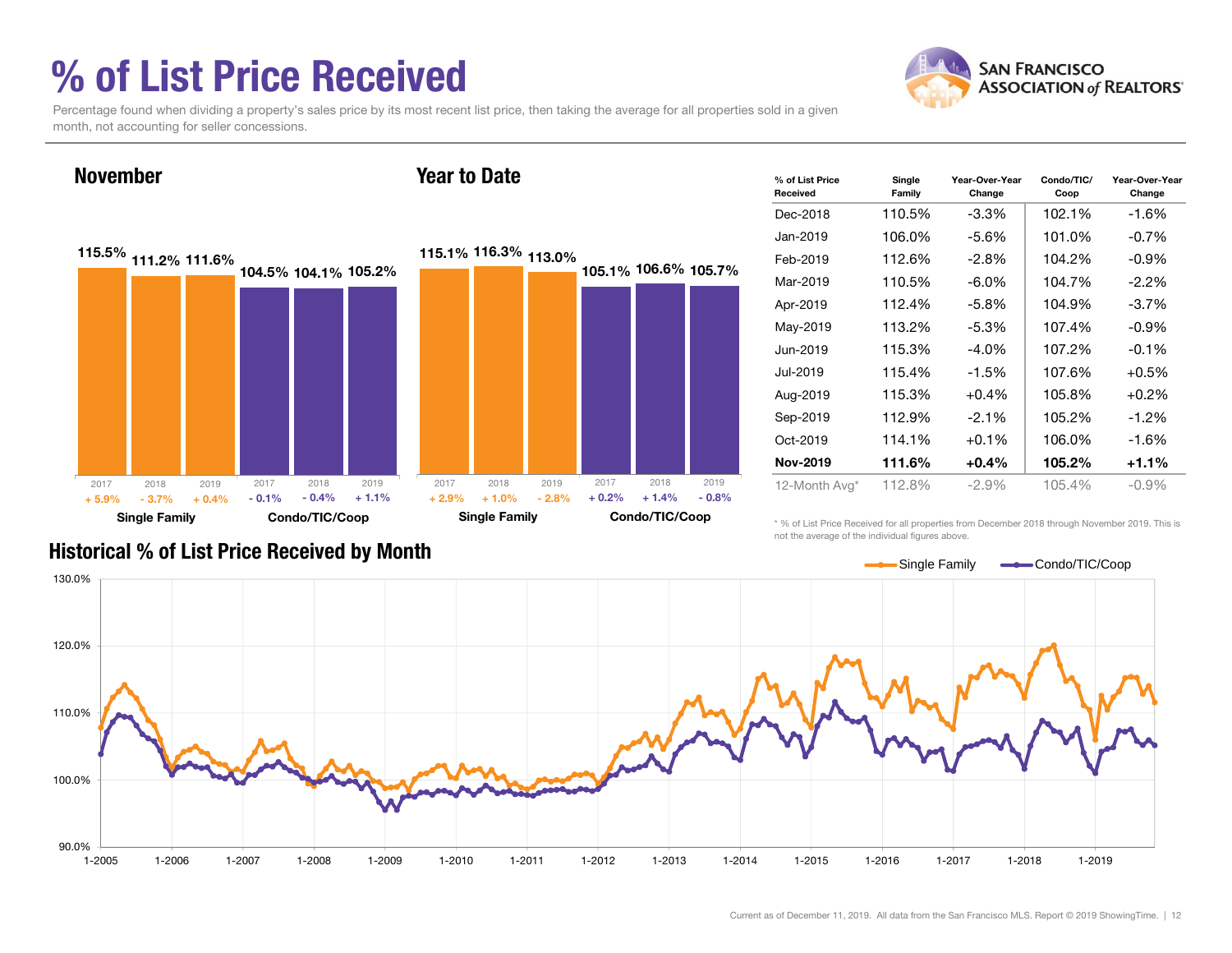# % of List Price Received

Percentage found when dividing a property's sales price by its most recent list price, then taking the average for all properties sold in a given month, not accounting for seller concessions.

SAN FRANCISCO ASSOCIATION of REALTORS®

## November

115.5% 111.2% 111.6% 104.5% 104.1% 105.2%

2017 2018 2019 2017 2018 2019

+ 5.9% - 3.7% + 0.4% - 0.1% - 0.4% + 1.1%

Single Family Condo/TIC/Coop

## Year to Date

115.1% 116.3% 113.0% 105.1% 106.6% 105.7%

2017 2018 2019 2017 2018 2019

+ 2.9% + 1.0% - 2.8% + 0.2% + 1.4% - 0.8%

Single Family Condo/TIC/Coop

| % of List Price Received | Single Family | Year-Over-Year Change | Condo/TIC/Coop | Year-Over-Year Change |
|---|---|---|---|---|
| Dec-2018 | 110.5% | -3.3% | 102.1% | -1.6% |
| Jan-2019 | 106.0% | -5.6% | 101.0% | -0.7% |
| Feb-2019 | 112.6% | -2.8% | 104.2% | -0.9% |
| Mar-2019 | 110.5% | -6.0% | 104.7% | -2.2% |
| Apr-2019 | 112.4% | -5.8% | 104.9% | -3.7% |
| May-2019 | 113.2% | -5.3% | 107.4% | -0.9% |
| Jun-2019 | 115.3% | -4.0% | 107.2% | -0.1% |
| Jul-2019 | 115.4% | -1.5% | 107.6% | +0.5% |
| Aug-2019 | 115.3% | +0.4% | 105.8% | +0.2% |
| Sep-2019 | 112.9% | -2.1% | 105.2% | -1.2% |
| Oct-2019 | 114.1% | +0.1% | 106.0% | -1.6% |
| **Nov-2019** | **111.6%** | **+0.4%** | **105.2%** | **+1.1%** |
| 12-Month Avg* | 112.8% | -2.9% | 105.4% | -0.9% |

\* % of List Price Received for all properties from December 2018 through November 2019. This is not the average of the individual figures above.

## Historical % of List Price Received by Month

Single Family — Condo/TIC/Coop

130.0%
120.0%
110.0%
100.0%
90.0%

1-2005 1-2006 1-2007 1-2008 1-2009 1-2010 1-2011 1-2012 1-2013 1-2014 1-2015 1-2016 1-2017 1-2018 1-2019

Current as of December 11, 2019. All data from the San Francisco MLS. Report © 2019 ShowingTime.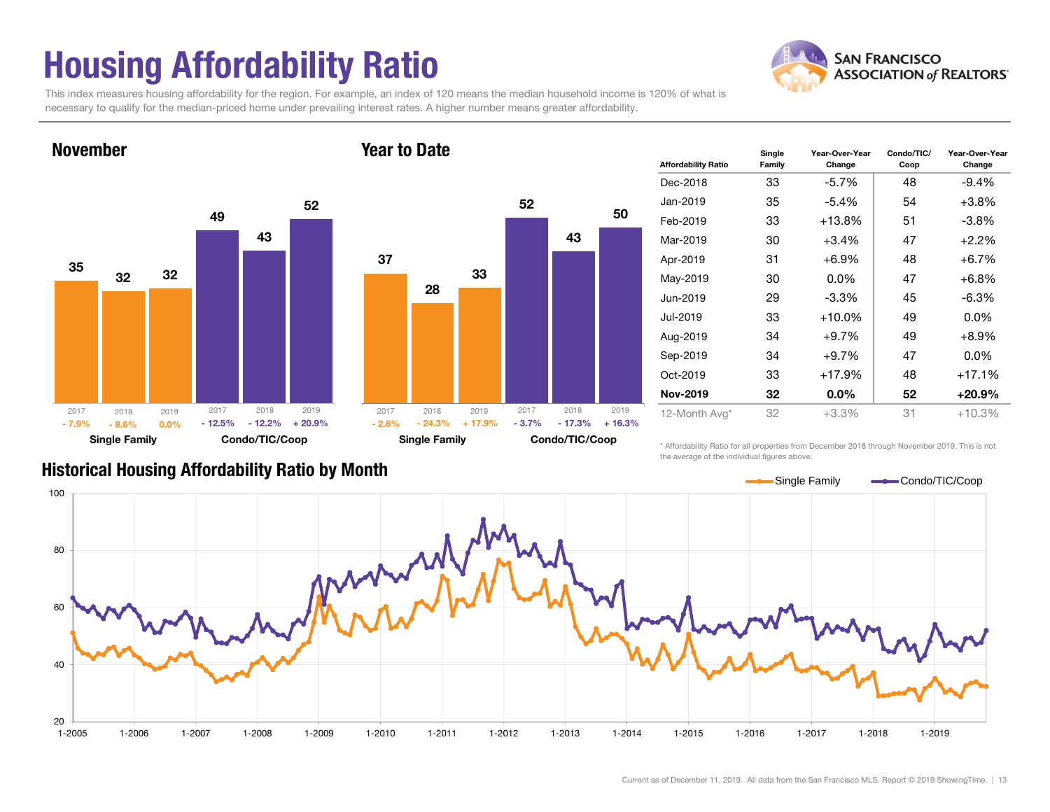# Housing Affordability Ratio

This index measures housing affordability for the region. For example, an index of 120 means the median household income is 120% of what is necessary to qualify for the median-priced home under prevailing interest rates. A higher number means greater affordability.

SAN FRANCISCO ASSOCIATION of REALTORS®

## November

35
32
32
49
43
52

2017 2018 2019 2017 2018 2019

- 7.9% - 8.6% 0.0% - 12.5% - 12.2% + 20.9%

Single Family Condo/TIC/Coop

## Year to Date

37
28
33
52
43
50

2017 2018 2019 2017 2018 2019

- 2.6% - 24.3% + 17.9% - 3.7% - 17.3% + 16.3%

Single Family Condo/TIC/Coop

| Affordability Ratio | Single Family | Year-Over-Year Change | Condo/TIC/ Coop | Year-Over-Year Change |
|---|---|---|---|---|
| Dec-2018 | 33 | -5.7% | 48 | -9.4% |
| Jan-2019 | 35 | -5.4% | 54 | +3.8% |
| Feb-2019 | 33 | +13.8% | 51 | -3.8% |
| Mar-2019 | 30 | +3.4% | 47 | +2.2% |
| Apr-2019 | 31 | +6.9% | 48 | +6.7% |
| May-2019 | 30 | 0.0% | 47 | +6.8% |
| Jun-2019 | 29 | -3.3% | 45 | -6.3% |
| Jul-2019 | 33 | +10.0% | 49 | 0.0% |
| Aug-2019 | 34 | +9.7% | 49 | +8.9% |
| Sep-2019 | 34 | +9.7% | 47 | 0.0% |
| Oct-2019 | 33 | +17.9% | 48 | +17.1% |
| **Nov-2019** | **32** | **0.0%** | **52** | **+20.9%** |
| 12-Month Avg* | 32 | +3.3% | 31 | +10.3% |

\* Affordability Ratio for all properties from December 2018 through November 2019. This is not the average of the individual figures above.

## Historical Housing Affordability Ratio by Month

Single Family
Condo/TIC/Coop

100
80
60
40
20

1-2005 1-2006 1-2007 1-2008 1-2009 1-2010 1-2011 1-2012 1-2013 1-2014 1-2015 1-2016 1-2017 1-2018 1-2019

Current as of December 11, 2019. All data from the San Francisco MLS. Report © 2019 ShowingTime.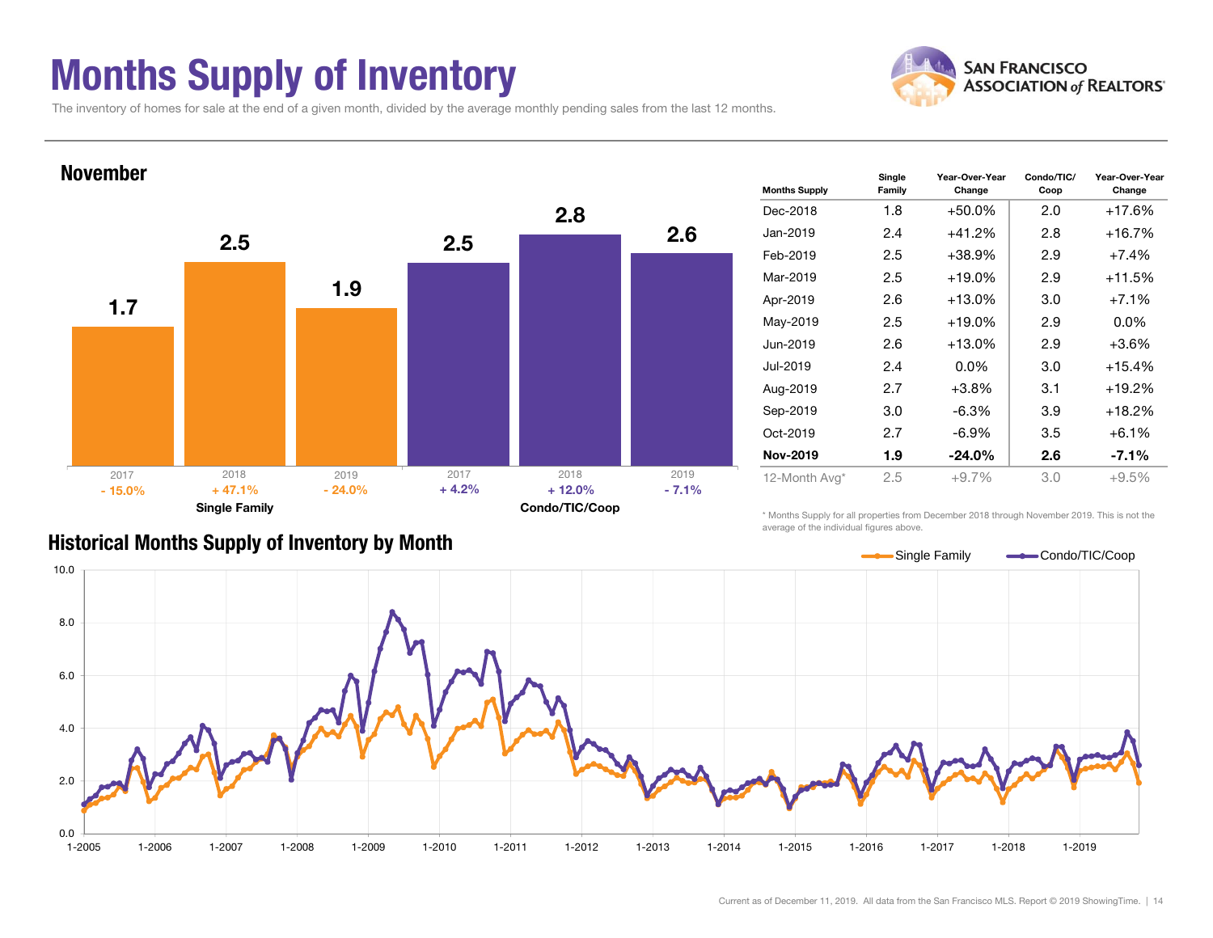# Months Supply of Inventory

The inventory of homes for sale at the end of a given month, divided by the average monthly pending sales from the last 12 months.

SAN FRANCISCO ASSOCIATION of REALTORS®

## November

1.7
2.5
1.9
2.5
2.8
2.6

2017
- 15.0%
2018
+ 47.1%
2019
- 24.0%
Single Family

2017
+ 4.2%
2018
+ 12.0%
2019
- 7.1%
Condo/TIC/Coop

| Months Supply | Single Family | Year-Over-Year Change | Condo/TIC/ Coop | Year-Over-Year Change |
|---|---|---|---|---|
| Dec-2018 | 1.8 | +50.0% | 2.0 | +17.6% |
| Jan-2019 | 2.4 | +41.2% | 2.8 | +16.7% |
| Feb-2019 | 2.5 | +38.9% | 2.9 | +7.4% |
| Mar-2019 | 2.5 | +19.0% | 2.9 | +11.5% |
| Apr-2019 | 2.6 | +13.0% | 3.0 | +7.1% |
| May-2019 | 2.5 | +19.0% | 2.9 | 0.0% |
| Jun-2019 | 2.6 | +13.0% | 2.9 | +3.6% |
| Jul-2019 | 2.4 | 0.0% | 3.0 | +15.4% |
| Aug-2019 | 2.7 | +3.8% | 3.1 | +19.2% |
| Sep-2019 | 3.0 | -6.3% | 3.9 | +18.2% |
| Oct-2019 | 2.7 | -6.9% | 3.5 | +6.1% |
| **Nov-2019** | **1.9** | **-24.0%** | **2.6** | **-7.1%** |
| 12-Month Avg* | 2.5 | +9.7% | 3.0 | +9.5% |

\* Months Supply for all properties from December 2018 through November 2019. This is not the average of the individual figures above.

## Historical Months Supply of Inventory by Month

Single Family
Condo/TIC/Coop

10.0
8.0
6.0
4.0
2.0
0.0

1-2005 1-2006 1-2007 1-2008 1-2009 1-2010 1-2011 1-2012 1-2013 1-2014 1-2015 1-2016 1-2017 1-2018 1-2019

Current as of December 11, 2019. All data from the San Francisco MLS. Report © 2019 ShowingTime.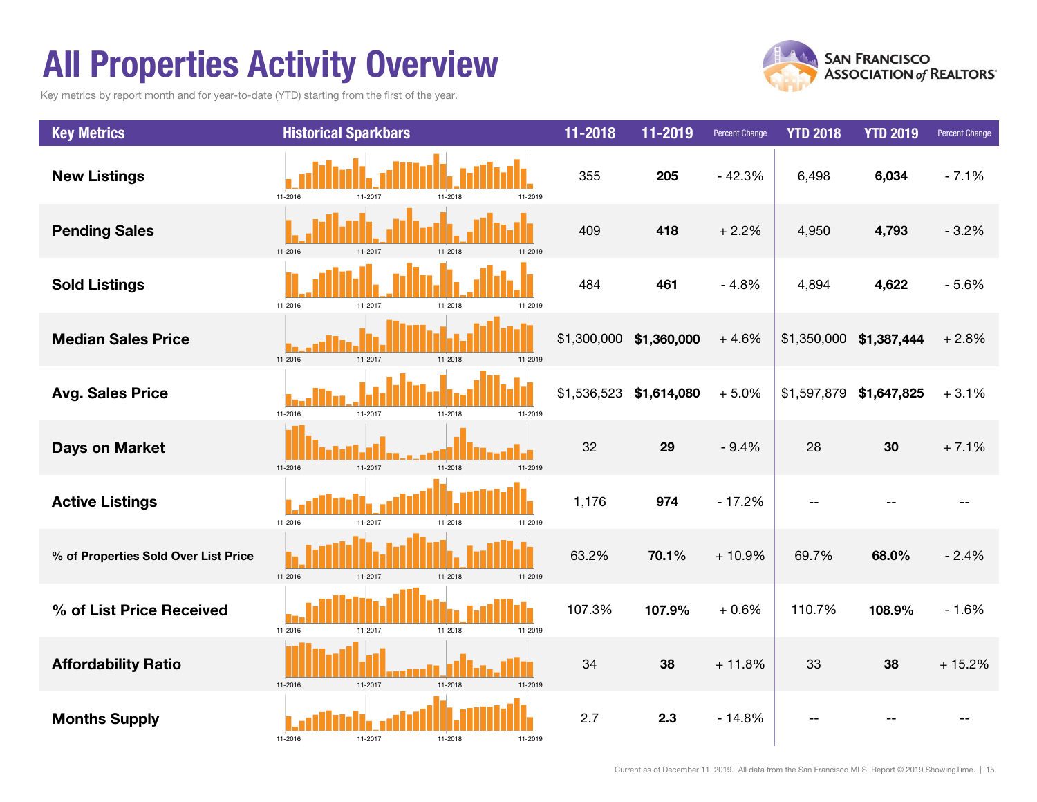# All Properties Activity Overview

Key metrics by report month and for year-to-date (YTD) starting from the first of the year.

SAN FRANCISCO ASSOCIATION of REALTORS®

| Key Metrics | Historical Sparkbars | 11-2018 | 11-2019 | Percent Change | YTD 2018 | YTD 2019 | Percent Change |
|---|---|---|---|---|---|---|---|
| New Listings | 11-2016 11-2017 11-2018 11-2019 | 355 | **205** | - 42.3% | 6,498 | **6,034** | - 7.1% |
| Pending Sales | 11-2016 11-2017 11-2018 11-2019 | 409 | **418** | + 2.2% | 4,950 | **4,793** | - 3.2% |
| Sold Listings | 11-2016 11-2017 11-2018 11-2019 | 484 | **461** | - 4.8% | 4,894 | **4,622** | - 5.6% |
| Median Sales Price | 11-2016 11-2017 11-2018 11-2019 | $1,300,000 | **$1,360,000** | + 4.6% | $1,350,000 | **$1,387,444** | + 2.8% |
| Avg. Sales Price | 11-2016 11-2017 11-2018 11-2019 | $1,536,523 | **$1,614,080** | + 5.0% | $1,597,879 | **$1,647,825** | + 3.1% |
| Days on Market | 11-2016 11-2017 11-2018 11-2019 | 32 | **29** | - 9.4% | 28 | **30** | + 7.1% |
| Active Listings | 11-2016 11-2017 11-2018 11-2019 | 1,176 | **974** | - 17.2% | -- | -- | -- |
| % of Properties Sold Over List Price | 11-2016 11-2017 11-2018 11-2019 | 63.2% | **70.1%** | + 10.9% | 69.7% | **68.0%** | - 2.4% |
| % of List Price Received | 11-2016 11-2017 11-2018 11-2019 | 107.3% | **107.9%** | + 0.6% | 110.7% | **108.9%** | - 1.6% |
| Affordability Ratio | 11-2016 11-2017 11-2018 11-2019 | 34 | **38** | + 11.8% | 33 | **38** | + 15.2% |
| Months Supply | 11-2016 11-2017 11-2018 11-2019 | 2.7 | **2.3** | - 14.8% | -- | -- | -- |

Current as of December 11, 2019. All data from the San Francisco MLS. Report © 2019 ShowingTime.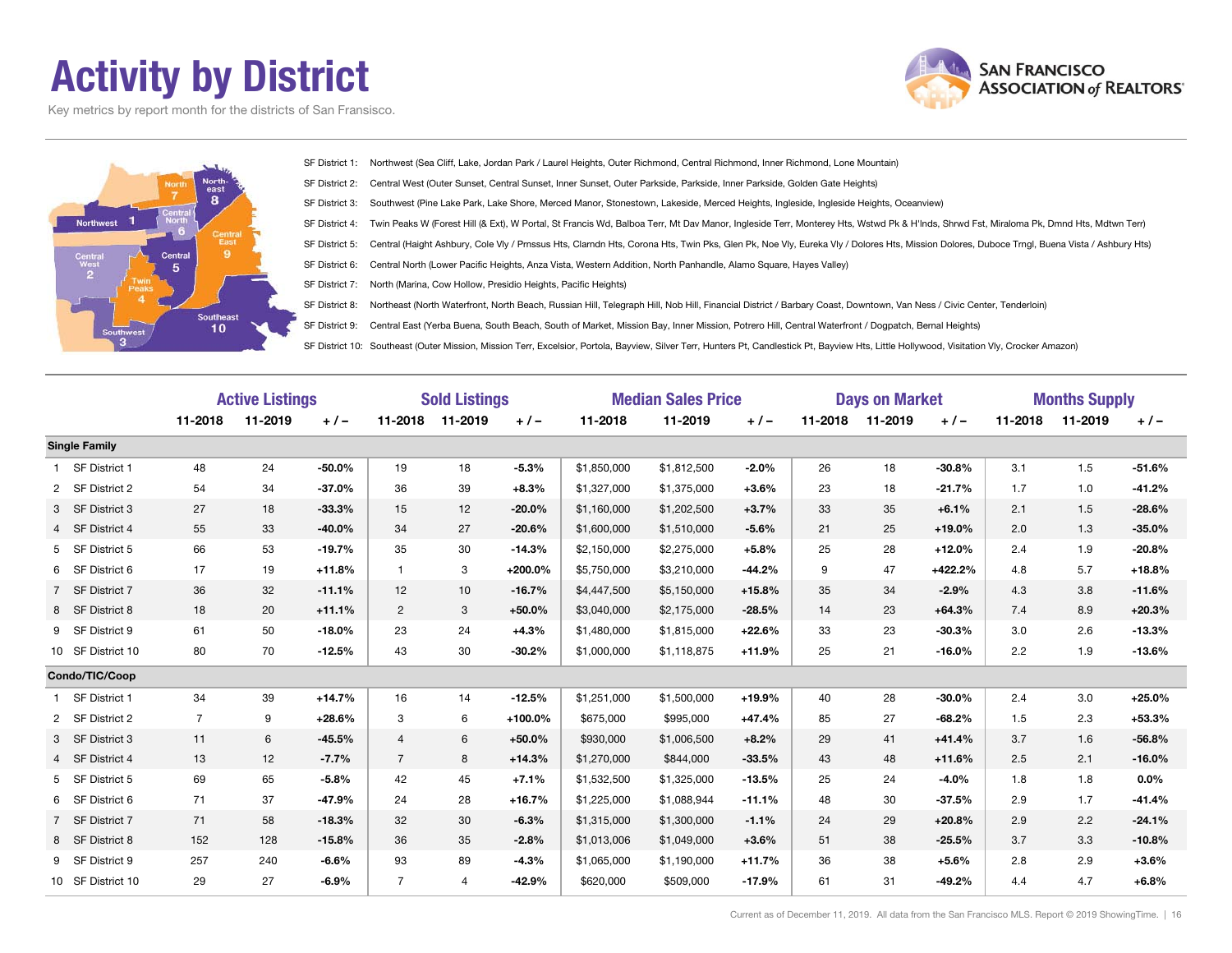# Activity by District

Key metrics by report month for the districts of San Fransisco.

SAN FRANCISCO ASSOCIATION of REALTORS®

SF District 1: Northwest (Sea Cliff, Lake, Jordan Park / Laurel Heights, Outer Richmond, Central Richmond, Inner Richmond, Lone Mountain)

SF District 2: Central West (Outer Sunset, Central Sunset, Inner Sunset, Outer Parkside, Parkside, Inner Parkside, Golden Gate Heights)

SF District 3: Southwest (Pine Lake Park, Lake Shore, Merced Manor, Stonestown, Lakeside, Merced Heights, Ingleside, Ingleside Heights, Oceanview)

SF District 4: Twin Peaks W (Forest Hill (& Ext), W Portal, St Francis Wd, Balboa Terr, Mt Dav Manor, Ingleside Terr, Monterey Hts, Wstwd Pk & H'lnds, Shrwd Fst, Miraloma Pk, Dmnd Hts, Mdtwn Terr)

SF District 5: Central (Haight Ashbury, Cole Vly / Prnssus Hts, Clarndn Hts, Corona Hts, Twin Pks, Glen Pk, Noe Vly, Eureka Vly / Dolores Hts, Mission Dolores, Duboce Trngl, Buena Vista / Ashbury Hts)

SF District 6: Central North (Lower Pacific Heights, Anza Vista, Western Addition, North Panhandle, Alamo Square, Hayes Valley)

SF District 7: North (Marina, Cow Hollow, Presidio Heights, Pacific Heights)

SF District 8: Northeast (North Waterfront, North Beach, Russian Hill, Telegraph Hill, Nob Hill, Financial District / Barbary Coast, Downtown, Van Ness / Civic Center, Tenderloin)

SF District 9: Central East (Yerba Buena, South Beach, South of Market, Mission Bay, Inner Mission, Potrero Hill, Central Waterfront / Dogpatch, Bernal Heights)

SF District 10: Southeast (Outer Mission, Mission Terr, Excelsior, Portola, Bayview, Silver Terr, Hunters Pt, Candlestick Pt, Bayview Hts, Little Hollywood, Visitation Vly, Crocker Amazon)

| | | Active Listings | | | Sold Listings | | | Median Sales Price | | | Days on Market | | | Months Supply | | |
|---|---|---|---|---|---|---|---|---|---|---|---|---|---|---|---|---|
| | | 11-2018 | 11-2019 | + / – | 11-2018 | 11-2019 | + / – | 11-2018 | 11-2019 | + / – | 11-2018 | 11-2019 | + / – | 11-2018 | 11-2019 | + / – |
| **Single Family** | | | | | | | | | | | | | | | | |
| 1 | SF District 1 | 48 | 24 | **-50.0%** | 19 | 18 | **-5.3%** | $1,850,000 | $1,812,500 | **-2.0%** | 26 | 18 | **-30.8%** | 3.1 | 1.5 | **-51.6%** |
| 2 | SF District 2 | 54 | 34 | **-37.0%** | 36 | 39 | **+8.3%** | $1,327,000 | $1,375,000 | **+3.6%** | 23 | 18 | **-21.7%** | 1.7 | 1.0 | **-41.2%** |
| 3 | SF District 3 | 27 | 18 | **-33.3%** | 15 | 12 | **-20.0%** | $1,160,000 | $1,202,500 | **+3.7%** | 33 | 35 | **+6.1%** | 2.1 | 1.5 | **-28.6%** |
| 4 | SF District 4 | 55 | 33 | **-40.0%** | 34 | 27 | **-20.6%** | $1,600,000 | $1,510,000 | **-5.6%** | 21 | 25 | **+19.0%** | 2.0 | 1.3 | **-35.0%** |
| 5 | SF District 5 | 66 | 53 | **-19.7%** | 35 | 30 | **-14.3%** | $2,150,000 | $2,275,000 | **+5.8%** | 25 | 28 | **+12.0%** | 2.4 | 1.9 | **-20.8%** |
| 6 | SF District 6 | 17 | 19 | **+11.8%** | 1 | 3 | **+200.0%** | $5,750,000 | $3,210,000 | **-44.2%** | 9 | 47 | **+422.2%** | 4.8 | 5.7 | **+18.8%** |
| 7 | SF District 7 | 36 | 32 | **-11.1%** | 12 | 10 | **-16.7%** | $4,447,500 | $5,150,000 | **+15.8%** | 35 | 34 | **-2.9%** | 4.3 | 3.8 | **-11.6%** |
| 8 | SF District 8 | 18 | 20 | **+11.1%** | 2 | 3 | **+50.0%** | $3,040,000 | $2,175,000 | **-28.5%** | 14 | 23 | **+64.3%** | 7.4 | 8.9 | **+20.3%** |
| 9 | SF District 9 | 61 | 50 | **-18.0%** | 23 | 24 | **+4.3%** | $1,480,000 | $1,815,000 | **+22.6%** | 33 | 23 | **-30.3%** | 3.0 | 2.6 | **-13.3%** |
| 10 | SF District 10 | 80 | 70 | **-12.5%** | 43 | 30 | **-30.2%** | $1,000,000 | $1,118,875 | **+11.9%** | 25 | 21 | **-16.0%** | 2.2 | 1.9 | **-13.6%** |
| **Condo/TIC/Coop** | | | | | | | | | | | | | | | | |
| 1 | SF District 1 | 34 | 39 | **+14.7%** | 16 | 14 | **-12.5%** | $1,251,000 | $1,500,000 | **+19.9%** | 40 | 28 | **-30.0%** | 2.4 | 3.0 | **+25.0%** |
| 2 | SF District 2 | 7 | 9 | **+28.6%** | 3 | 6 | **+100.0%** | $675,000 | $995,000 | **+47.4%** | 85 | 27 | **-68.2%** | 1.5 | 2.3 | **+53.3%** |
| 3 | SF District 3 | 11 | 6 | **-45.5%** | 4 | 6 | **+50.0%** | $930,000 | $1,006,500 | **+8.2%** | 29 | 41 | **+41.4%** | 3.7 | 1.6 | **-56.8%** |
| 4 | SF District 4 | 13 | 12 | **-7.7%** | 7 | 8 | **+14.3%** | $1,270,000 | $844,000 | **-33.5%** | 43 | 48 | **+11.6%** | 2.5 | 2.1 | **-16.0%** |
| 5 | SF District 5 | 69 | 65 | **-5.8%** | 42 | 45 | **+7.1%** | $1,532,500 | $1,325,000 | **-13.5%** | 25 | 24 | **-4.0%** | 1.8 | 1.8 | **0.0%** |
| 6 | SF District 6 | 71 | 37 | **-47.9%** | 24 | 28 | **+16.7%** | $1,225,000 | $1,088,944 | **-11.1%** | 48 | 30 | **-37.5%** | 2.9 | 1.7 | **-41.4%** |
| 7 | SF District 7 | 71 | 58 | **-18.3%** | 32 | 30 | **-6.3%** | $1,315,000 | $1,300,000 | **-1.1%** | 24 | 29 | **+20.8%** | 2.9 | 2.2 | **-24.1%** |
| 8 | SF District 8 | 152 | 128 | **-15.8%** | 36 | 35 | **-2.8%** | $1,013,006 | $1,049,000 | **+3.6%** | 51 | 38 | **-25.5%** | 3.7 | 3.3 | **-10.8%** |
| 9 | SF District 9 | 257 | 240 | **-6.6%** | 93 | 89 | **-4.3%** | $1,065,000 | $1,190,000 | **+11.7%** | 36 | 38 | **+5.6%** | 2.8 | 2.9 | **+3.6%** |
| 10 | SF District 10 | 29 | 27 | **-6.9%** | 7 | 4 | **-42.9%** | $620,000 | $509,000 | **-17.9%** | 61 | 31 | **-49.2%** | 4.4 | 4.7 | **+6.8%** |

Current as of December 11, 2019. All data from the San Francisco MLS. Report © 2019 ShowingTime.